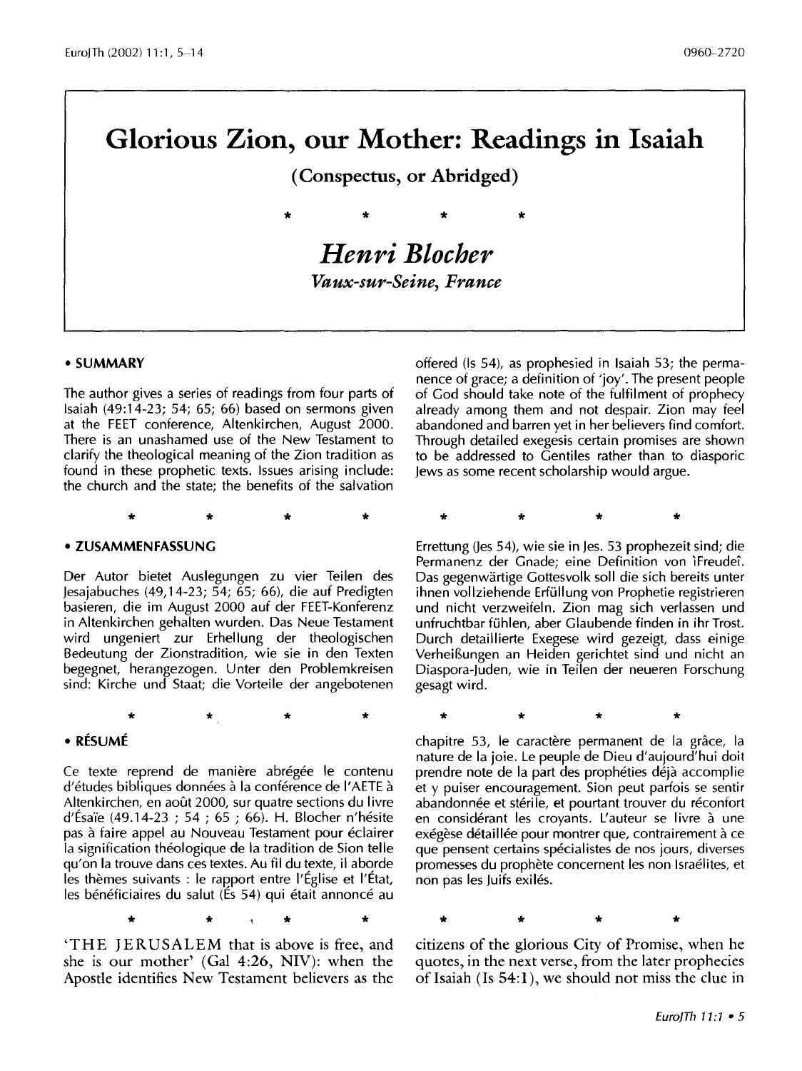# Glorious Zion, our Mother: Readings in Isaiah

**(Conspectus, or Abridged)**

\*  \*  \*  \*

## *Henri Blocher*

*Vaux-sur-Seine, France*

### • SUMMARY

The author gives a series of readings from four parts of Isaiah (49:14-23; 54; 65; 66) based on sermons given at the FEET conference, Altenkirchen, August 2000. There is an unashamed use of the New Testament to clarify the theological meaning of the Zion tradition as found in these prophetic texts. Issues arising include: the church and the state; the benefits of the salvation offered (Is 54), as prophesied in Isaiah 53; the permanence of grace; a definition of 'joy'. The present people of God should take note of the fulfilment of prophecy already among them and not despair. Zion may feel abandoned and barren yet in her believers find comfort. Through detailed exegesis certain promises are shown to be addressed to Gentiles rather than to diasporic Jews as some recent scholarship would argue.

\*  \*  \*  \*

### • ZUSAMMENFASSUNG

Der Autor bietet Auslegungen zu vier Teilen des Jesajabuches (49,14-23; 54; 65; 66), die auf Predigten basieren, die im August 2000 auf der FEET-Konferenz in Altenkirchen gehalten wurden. Das Neue Testament wird ungeniert zur Erhellung der theologischen Bedeutung der Zionstradition, wie sie in den Texten begegnet, herangezogen. Unter den Problemkreisen sind: Kirche und Staat; die Vorteile der angebotenen Errettung (Jes 54), wie sie in Jes. 53 prophezeit sind; die Permanenz der Gnade; eine Definition von ìFreudeî. Das gegenwärtige Gottesvolk soll die sich bereits unter ihnen vollziehende Erfüllung von Prophetie registrieren und nicht verzweifeln. Zion mag sich verlassen und unfruchtbar fühlen, aber Glaubende finden in ihr Trost. Durch detaillierte Exegese wird gezeigt, dass einige Verheißungen an Heiden gerichtet sind und nicht an Diaspora-Juden, wie in Teilen der neueren Forschung gesagt wird.

\*  \*  \*  \*

### • RÉSUMÉ

Ce texte reprend de manière abrégée le contenu d'études bibliques données à la conférence de l'AETE à Altenkirchen, en août 2000, sur quatre sections du livre d'Ésaïe (49.14-23 ; 54 ; 65 ; 66). H. Blocher n'hésite pas à faire appel au Nouveau Testament pour éclairer la signification théologique de la tradition de Sion telle qu'on la trouve dans ces textes. Au fil du texte, il aborde les thèmes suivants : le rapport entre l'Église et l'État, les bénéficiaires du salut (És 54) qui était annoncé au chapitre 53, le caractère permanent de la grâce, la nature de la joie. Le peuple de Dieu d'aujourd'hui doit prendre note de la part des prophéties déjà accomplie et y puiser encouragement. Sion peut parfois se sentir abandonnée et stérile, et pourtant trouver du réconfort en considérant les croyants. L'auteur se livre à une exégèse détaillée pour montrer que, contrairement à ce que pensent certains spécialistes de nos jours, diverses promesses du prophète concernent les non Israélites, et non pas les Juifs exilés.

\*  \*  \*  \*

'THE JERUSALEM that is above is free, and she is our mother' (Gal 4:26, NIV): when the Apostle identifies New Testament believers as the citizens of the glorious City of Promise, when he quotes, in the next verse, from the later prophecies of Isaiah (Is 54:1), we should not miss the clue in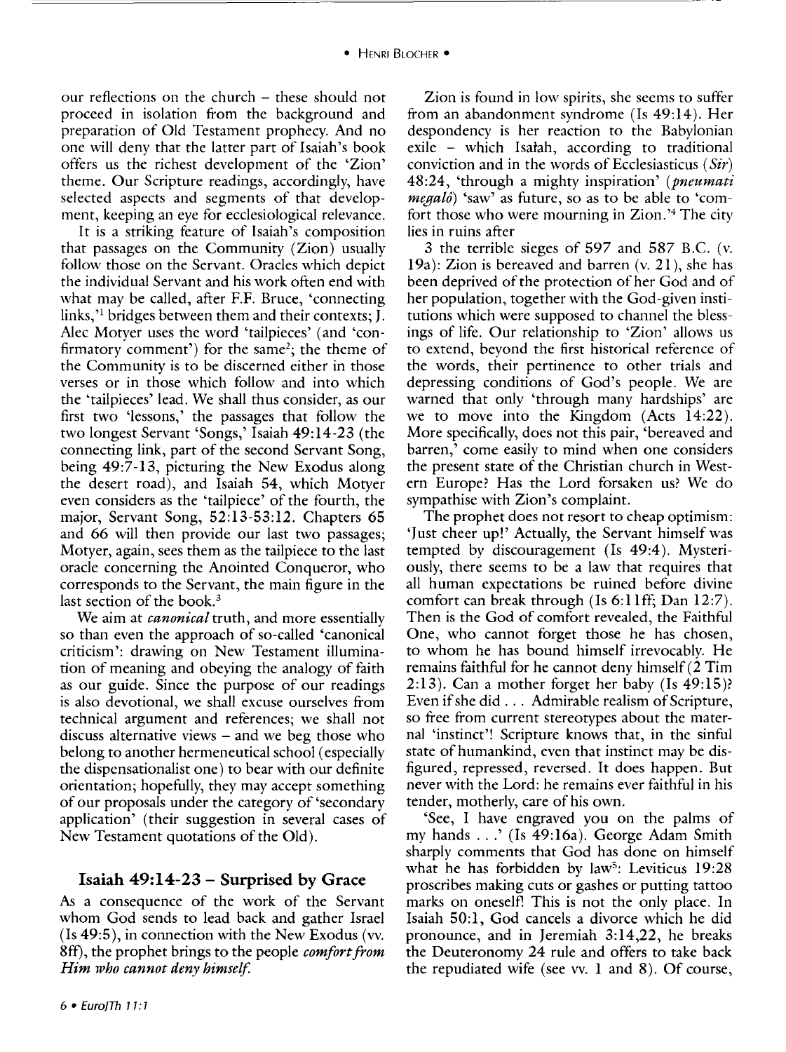our reflections on the church – these should not proceed in isolation from the background and preparation of Old Testament prophecy. And no one will deny that the latter part of Isaiah's book offers us the richest development of the 'Zion' theme. Our Scripture readings, accordingly, have selected aspects and segments of that development, keeping an eye for ecclesiological relevance.

It is a striking feature of Isaiah's composition that passages on the Community (Zion) usually follow those on the Servant. Oracles which depict the individual Servant and his work often end with what may be called, after F.F. Bruce, 'connecting links,'[1] bridges between them and their contexts; J. Alec Motyer uses the word 'tailpieces' (and 'confirmatory comment') for the same[2]; the theme of the Community is to be discerned either in those verses or in those which follow and into which the 'tailpieces' lead. We shall thus consider, as our first two 'lessons,' the passages that follow the two longest Servant 'Songs,' Isaiah 49:14-23 (the connecting link, part of the second Servant Song, being 49:7-13, picturing the New Exodus along the desert road), and Isaiah 54, which Motyer even considers as the 'tailpiece' of the fourth, the major, Servant Song, 52:13-53:12. Chapters 65 and 66 will then provide our last two passages; Motyer, again, sees them as the tailpiece to the last oracle concerning the Anointed Conqueror, who corresponds to the Servant, the main figure in the last section of the book.[3]

We aim at *canonical* truth, and more essentially so than even the approach of so-called 'canonical criticism': drawing on New Testament illumination of meaning and obeying the analogy of faith as our guide. Since the purpose of our readings is also devotional, we shall excuse ourselves from technical argument and references; we shall not discuss alternative views – and we beg those who belong to another hermeneutical school (especially the dispensationalist one) to bear with our definite orientation; hopefully, they may accept something of our proposals under the category of 'secondary application' (their suggestion in several cases of New Testament quotations of the Old).

## Isaiah 49:14-23 – Surprised by Grace

As a consequence of the work of the Servant whom God sends to lead back and gather Israel (Is 49:5), in connection with the New Exodus (vv. 8ff), the prophet brings to the people *comfort from Him who cannot deny himself.*

Zion is found in low spirits, she seems to suffer from an abandonment syndrome (Is 49:14). Her despondency is her reaction to the Babylonian exile – which Isaiah, according to traditional conviction and in the words of Ecclesiasticus (*Sir*) 48:24, 'through a mighty inspiration' (*pneumati megalô*) 'saw' as future, so as to be able to 'comfort those who were mourning in Zion.'[4] The city lies in ruins after

3 the terrible sieges of 597 and 587 B.C. (v. 19a): Zion is bereaved and barren (v. 21), she has been deprived of the protection of her God and of her population, together with the God-given institutions which were supposed to channel the blessings of life. Our relationship to 'Zion' allows us to extend, beyond the first historical reference of the words, their pertinence to other trials and depressing conditions of God's people. We are warned that only 'through many hardships' are we to move into the Kingdom (Acts 14:22). More specifically, does not this pair, 'bereaved and barren,' come easily to mind when one considers the present state of the Christian church in Western Europe? Has the Lord forsaken us? We do sympathise with Zion's complaint.

The prophet does not resort to cheap optimism: 'Just cheer up!' Actually, the Servant himself was tempted by discouragement (Is 49:4). Mysteriously, there seems to be a law that requires that all human expectations be ruined before divine comfort can break through (Is 6:11ff; Dan 12:7). Then is the God of comfort revealed, the Faithful One, who cannot forget those he has chosen, to whom he has bound himself irrevocably. He remains faithful for he cannot deny himself (2 Tim 2:13). Can a mother forget her baby (Is 49:15)? Even if she did . . . Admirable realism of Scripture, so free from current stereotypes about the maternal 'instinct'! Scripture knows that, in the sinful state of humankind, even that instinct may be disfigured, repressed, reversed. It does happen. But never with the Lord: he remains ever faithful in his tender, motherly, care of his own.

'See, I have engraved you on the palms of my hands . . .' (Is 49:16a). George Adam Smith sharply comments that God has done on himself what he has forbidden by law[5]: Leviticus 19:28 proscribes making cuts or gashes or putting tattoo marks on oneself! This is not the only place. In Isaiah 50:1, God cancels a divorce which he did pronounce, and in Jeremiah 3:14,22, he breaks the Deuteronomy 24 rule and offers to take back the repudiated wife (see vv. 1 and 8). Of course,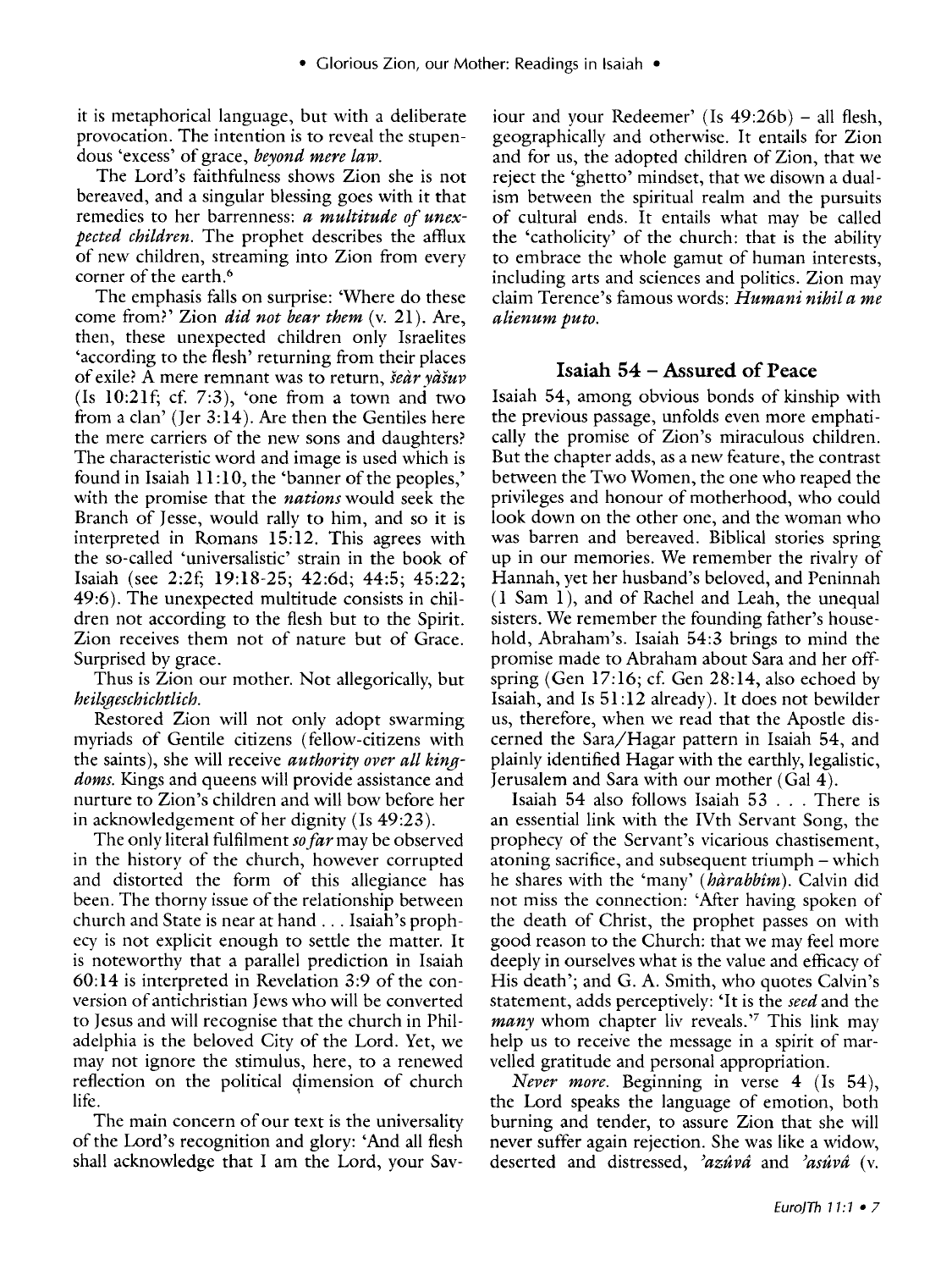it is metaphorical language, but with a deliberate provocation. The intention is to reveal the stupendous 'excess' of grace, *beyond mere law*.

The Lord's faithfulness shows Zion she is not bereaved, and a singular blessing goes with it that remedies to her barrenness: *a multitude of unexpected children*. The prophet describes the afflux of new children, streaming into Zion from every corner of the earth.[6]

The emphasis falls on surprise: 'Where do these come from?' Zion *did not bear them* (v. 21). Are, then, these unexpected children only Israelites 'according to the flesh' returning from their places of exile? A mere remnant was to return, *šeàr yàšuv* (Is 10:21f; cf. 7:3), 'one from a town and two from a clan' (Jer 3:14). Are then the Gentiles here the mere carriers of the new sons and daughters? The characteristic word and image is used which is found in Isaiah 11:10, the 'banner of the peoples,' with the promise that the *nations* would seek the Branch of Jesse, would rally to him, and so it is interpreted in Romans 15:12. This agrees with the so-called 'universalistic' strain in the book of Isaiah (see 2:2f; 19:18-25; 42:6d; 44:5; 45:22; 49:6). The unexpected multitude consists in children not according to the flesh but to the Spirit. Zion receives them not of nature but of Grace. Surprised by grace.

Thus is Zion our mother. Not allegorically, but *heilsgeschichtlich*.

Restored Zion will not only adopt swarming myriads of Gentile citizens (fellow-citizens with the saints), she will receive *authority over all kingdoms*. Kings and queens will provide assistance and nurture to Zion's children and will bow before her in acknowledgement of her dignity (Is 49:23).

The only literal fulfilment *so far* may be observed in the history of the church, however corrupted and distorted the form of this allegiance has been. The thorny issue of the relationship between church and State is near at hand . . . Isaiah's prophecy is not explicit enough to settle the matter. It is noteworthy that a parallel prediction in Isaiah 60:14 is interpreted in Revelation 3:9 of the conversion of antichristian Jews who will be converted to Jesus and will recognise that the church in Philadelphia is the beloved City of the Lord. Yet, we may not ignore the stimulus, here, to a renewed reflection on the political dimension of church life.

The main concern of our text is the universality of the Lord's recognition and glory: 'And all flesh shall acknowledge that I am the Lord, your Saviour and your Redeemer' (Is 49:26b) – all flesh, geographically and otherwise. It entails for Zion and for us, the adopted children of Zion, that we reject the 'ghetto' mindset, that we disown a dualism between the spiritual realm and the pursuits of cultural ends. It entails what may be called the 'catholicity' of the church: that is the ability to embrace the whole gamut of human interests, including arts and sciences and politics. Zion may claim Terence's famous words: *Humani nihil a me alienum puto*.

## Isaiah 54 – Assured of Peace

Isaiah 54, among obvious bonds of kinship with the previous passage, unfolds even more emphatically the promise of Zion's miraculous children. But the chapter adds, as a new feature, the contrast between the Two Women, the one who reaped the privileges and honour of motherhood, who could look down on the other one, and the woman who was barren and bereaved. Biblical stories spring up in our memories. We remember the rivalry of Hannah, yet her husband's beloved, and Peninnah (1 Sam 1), and of Rachel and Leah, the unequal sisters. We remember the founding father's household, Abraham's. Isaiah 54:3 brings to mind the promise made to Abraham about Sara and her offspring (Gen 17:16; cf. Gen 28:14, also echoed by Isaiah, and Is 51:12 already). It does not bewilder us, therefore, when we read that the Apostle discerned the Sara/Hagar pattern in Isaiah 54, and plainly identified Hagar with the earthly, legalistic, Jerusalem and Sara with our mother (Gal 4).

Isaiah 54 also follows Isaiah 53 . . . There is an essential link with the IVth Servant Song, the prophecy of the Servant's vicarious chastisement, atoning sacrifice, and subsequent triumph – which he shares with the 'many' (*hàrabbim*). Calvin did not miss the connection: 'After having spoken of the death of Christ, the prophet passes on with good reason to the Church: that we may feel more deeply in ourselves what is the value and efficacy of His death'; and G. A. Smith, who quotes Calvin's statement, adds perceptively: 'It is the *seed* and the *many* whom chapter liv reveals.'[7] This link may help us to receive the message in a spirit of marvelled gratitude and personal appropriation.

*Never more.* Beginning in verse 4 (Is 54), the Lord speaks the language of emotion, both burning and tender, to assure Zion that she will never suffer again rejection. She was like a widow, deserted and distressed, *'azûvâ* and *'asûvâ* (v.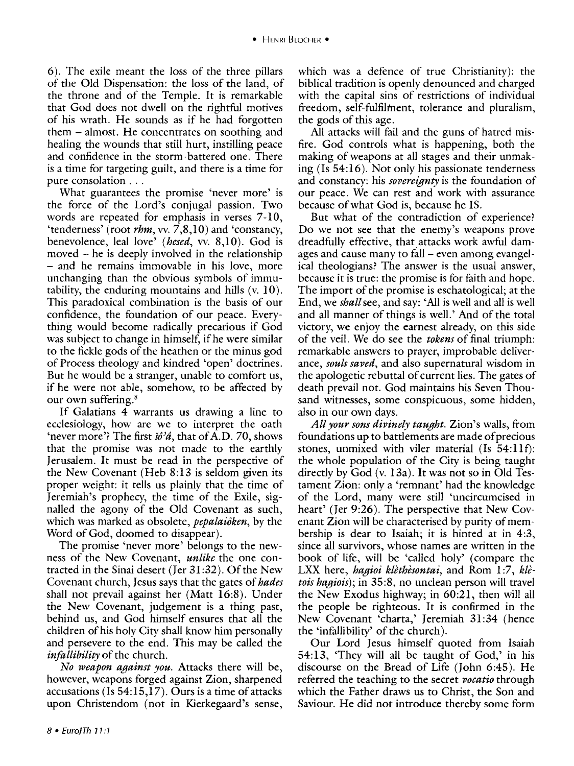6). The exile meant the loss of the three pillars of the Old Dispensation: the loss of the land, of the throne and of the Temple. It is remarkable that God does not dwell on the rightful motives of his wrath. He sounds as if he had forgotten them – almost. He concentrates on soothing and healing the wounds that still hurt, instilling peace and confidence in the storm-battered one. There is a time for targeting guilt, and there is a time for pure consolation . . .

What guarantees the promise 'never more' is the force of the Lord's conjugal passion. Two words are repeated for emphasis in verses 7-10, 'tenderness' (root *rhm*, vv. 7,8,10) and 'constancy, benevolence, leal love' (*hesed*, vv. 8,10). God is moved – he is deeply involved in the relationship – and he remains immovable in his love, more unchanging than the obvious symbols of immutability, the enduring mountains and hills (v. 10). This paradoxical combination is the basis of our confidence, the foundation of our peace. Everything would become radically precarious if God was subject to change in himself, if he were similar to the fickle gods of the heathen or the minus god of Process theology and kindred 'open' doctrines. But he would be a stranger, unable to comfort us, if he were not able, somehow, to be affected by our own suffering.[8]

If Galatians 4 warrants us drawing a line to ecclesiology, how are we to interpret the oath 'never more'? The first *šô'â*, that of A.D. 70, shows that the promise was not made to the earthly Jerusalem. It must be read in the perspective of the New Covenant (Heb 8:13 is seldom given its proper weight: it tells us plainly that the time of Jeremiah's prophecy, the time of the Exile, signalled the agony of the Old Covenant as such, which was marked as obsolete, *pepalaiôken*, by the Word of God, doomed to disappear).

The promise 'never more' belongs to the newness of the New Covenant, *unlike* the one contracted in the Sinai desert (Jer 31:32). Of the New Covenant church, Jesus says that the gates of *hades* shall not prevail against her (Matt 16:8). Under the New Covenant, judgement is a thing past, behind us, and God himself ensures that all the children of his holy City shall know him personally and persevere to the end. This may be called the *infallibility* of the church.

*No weapon against you.* Attacks there will be, however, weapons forged against Zion, sharpened accusations (Is 54:15,17). Ours is a time of attacks upon Christendom (not in Kierkegaard's sense, which was a defence of true Christianity): the biblical tradition is openly denounced and charged with the capital sins of restrictions of individual freedom, self-fulfilment, tolerance and pluralism, the gods of this age.

All attacks will fail and the guns of hatred misfire. God controls what is happening, both the making of weapons at all stages and their unmaking (Is 54:16). Not only his passionate tenderness and constancy: his *sovereignty* is the foundation of our peace. We can rest and work with assurance because of what God is, because he IS.

But what of the contradiction of experience? Do we not see that the enemy's weapons prove dreadfully effective, that attacks work awful damages and cause many to fall – even among evangelical theologians? The answer is the usual answer, because it is true: the promise is for faith and hope. The import of the promise is eschatological; at the End, we *shall* see, and say: 'All is well and all is well and all manner of things is well.' And of the total victory, we enjoy the earnest already, on this side of the veil. We do see the *tokens* of final triumph: remarkable answers to prayer, improbable deliverance, *souls saved*, and also supernatural wisdom in the apologetic rebuttal of current lies. The gates of death prevail not. God maintains his Seven Thousand witnesses, some conspicuous, some hidden, also in our own days.

*All your sons divinely taught.* Zion's walls, from foundations up to battlements are made of precious stones, unmixed with viler material (Is 54:11f): the whole population of the City is being taught directly by God (v. 13a). It was not so in Old Testament Zion: only a 'remnant' had the knowledge of the Lord, many were still 'uncircumcised in heart' (Jer 9:26). The perspective that New Covenant Zion will be characterised by purity of membership is dear to Isaiah; it is hinted at in 4:3, since all survivors, whose names are written in the book of life, will be 'called holy' (compare the LXX here, *hagioi klèthèsontai*, and Rom 1:7, *klètois hagiois*); in 35:8, no unclean person will travel the New Exodus highway; in 60:21, then will all the people be righteous. It is confirmed in the New Covenant 'charta,' Jeremiah 31:34 (hence the 'infallibility' of the church).

Our Lord Jesus himself quoted from Isaiah 54:13, 'They will all be taught of God,' in his discourse on the Bread of Life (John 6:45). He referred the teaching to the secret *vocatio* through which the Father draws us to Christ, the Son and Saviour. He did not introduce thereby some form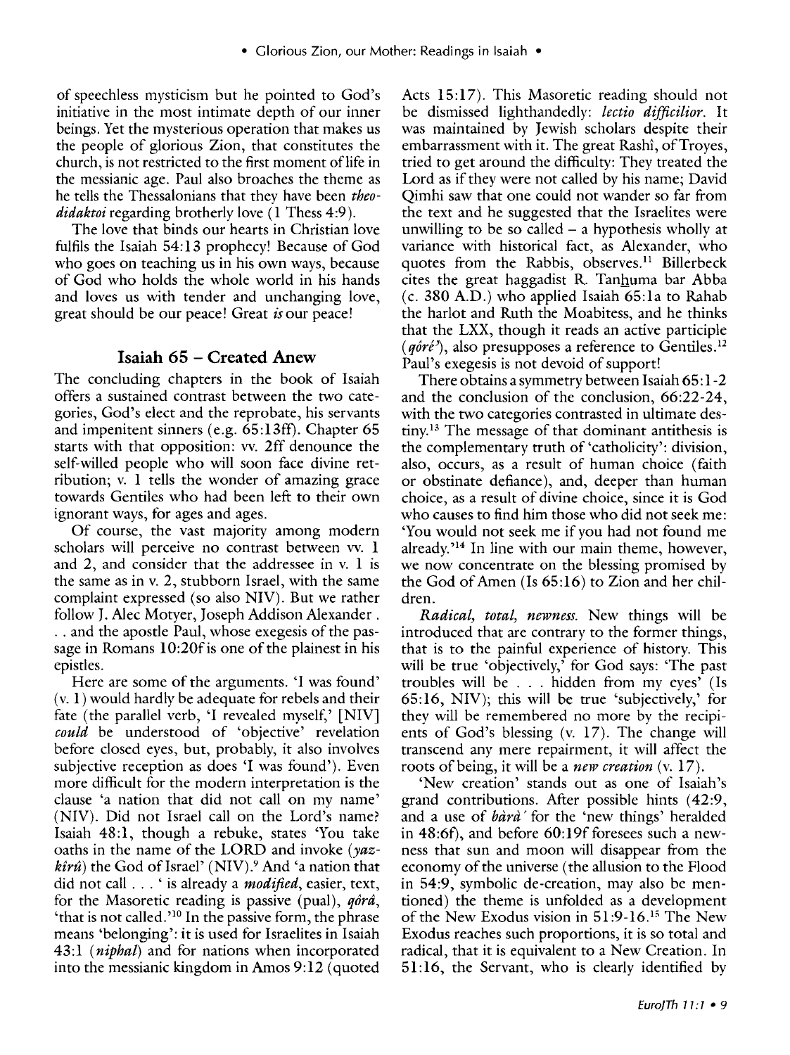of speechless mysticism but he pointed to God's initiative in the most intimate depth of our inner beings. Yet the mysterious operation that makes us the people of glorious Zion, that constitutes the church, is not restricted to the first moment of life in the messianic age. Paul also broaches the theme as he tells the Thessalonians that they have been *theodidaktoi* regarding brotherly love (1 Thess 4:9).

The love that binds our hearts in Christian love fulfils the Isaiah 54:13 prophecy! Because of God who goes on teaching us in his own ways, because of God who holds the whole world in his hands and loves us with tender and unchanging love, great should be our peace! Great *is* our peace!

## Isaiah 65 – Created Anew

The concluding chapters in the book of Isaiah offers a sustained contrast between the two categories, God's elect and the reprobate, his servants and impenitent sinners (e.g. 65:13ff). Chapter 65 starts with that opposition: vv. 2ff denounce the self-willed people who will soon face divine retribution; v. 1 tells the wonder of amazing grace towards Gentiles who had been left to their own ignorant ways, for ages and ages.

Of course, the vast majority among modern scholars will perceive no contrast between vv. 1 and 2, and consider that the addressee in v. 1 is the same as in v. 2, stubborn Israel, with the same complaint expressed (so also NIV). But we rather follow J. Alec Motyer, Joseph Addison Alexander . . . and the apostle Paul, whose exegesis of the passage in Romans 10:20f is one of the plainest in his epistles.

Here are some of the arguments. 'I was found' (v. 1) would hardly be adequate for rebels and their fate (the parallel verb, 'I revealed myself,' [NIV] *could* be understood of 'objective' revelation before closed eyes, but, probably, it also involves subjective reception as does 'I was found'). Even more difficult for the modern interpretation is the clause 'a nation that did not call on my name' (NIV). Did not Israel call on the Lord's name? Isaiah 48:1, though a rebuke, states 'You take oaths in the name of the LORD and invoke (*yazkîrû*) the God of Israel' (NIV).[9] And 'a nation that did not call . . . ' is already a *modified*, easier, text, for the Masoretic reading is passive (pual), *qōrā*, 'that is not called.'[10] In the passive form, the phrase means 'belonging': it is used for Israelites in Isaiah 43:1 (*niphal*) and for nations when incorporated into the messianic kingdom in Amos 9:12 (quoted Acts 15:17). This Masoretic reading should not be dismissed lighthandedly: *lectio difficilior*. It was maintained by Jewish scholars despite their embarrassment with it. The great Rashî, of Troyes, tried to get around the difficulty: They treated the Lord as if they were not called by his name; David Qimhi saw that one could not wander so far from the text and he suggested that the Israelites were unwilling to be so called – a hypothesis wholly at variance with historical fact, as Alexander, who quotes from the Rabbis, observes.[11] Billerbeck cites the great haggadist R. Tanḫuma bar Abba (c. 380 A.D.) who applied Isaiah 65:1a to Rahab the harlot and Ruth the Moabitess, and he thinks that the LXX, though it reads an active participle (*qôrē'*), also presupposes a reference to Gentiles.[12] Paul's exegesis is not devoid of support!

There obtains a symmetry between Isaiah 65:1-2 and the conclusion of the conclusion, 66:22-24, with the two categories contrasted in ultimate destiny.[13] The message of that dominant antithesis is the complementary truth of 'catholicity': division, also, occurs, as a result of human choice (faith or obstinate defiance), and, deeper than human choice, as a result of divine choice, since it is God who causes to find him those who did not seek me: 'You would not seek me if you had not found me already.'[14] In line with our main theme, however, we now concentrate on the blessing promised by the God of Amen (Is 65:16) to Zion and her children.

*Radical, total, newness.* New things will be introduced that are contrary to the former things, that is to the painful experience of history. This will be true 'objectively,' for God says: 'The past troubles will be . . . hidden from my eyes' (Is 65:16, NIV); this will be true 'subjectively,' for they will be remembered no more by the recipients of God's blessing (v. 17). The change will transcend any mere repairment, it will affect the roots of being, it will be a *new creation* (v. 17).

'New creation' stands out as one of Isaiah's grand contributions. After possible hints (42:9, and a use of *bārā'* for the 'new things' heralded in 48:6f), and before 60:19f foresees such a newness that sun and moon will disappear from the economy of the universe (the allusion to the Flood in 54:9, symbolic de-creation, may also be mentioned) the theme is unfolded as a development of the New Exodus vision in 51:9-16.[15] The New Exodus reaches such proportions, it is so total and radical, that it is equivalent to a New Creation. In 51:16, the Servant, who is clearly identified by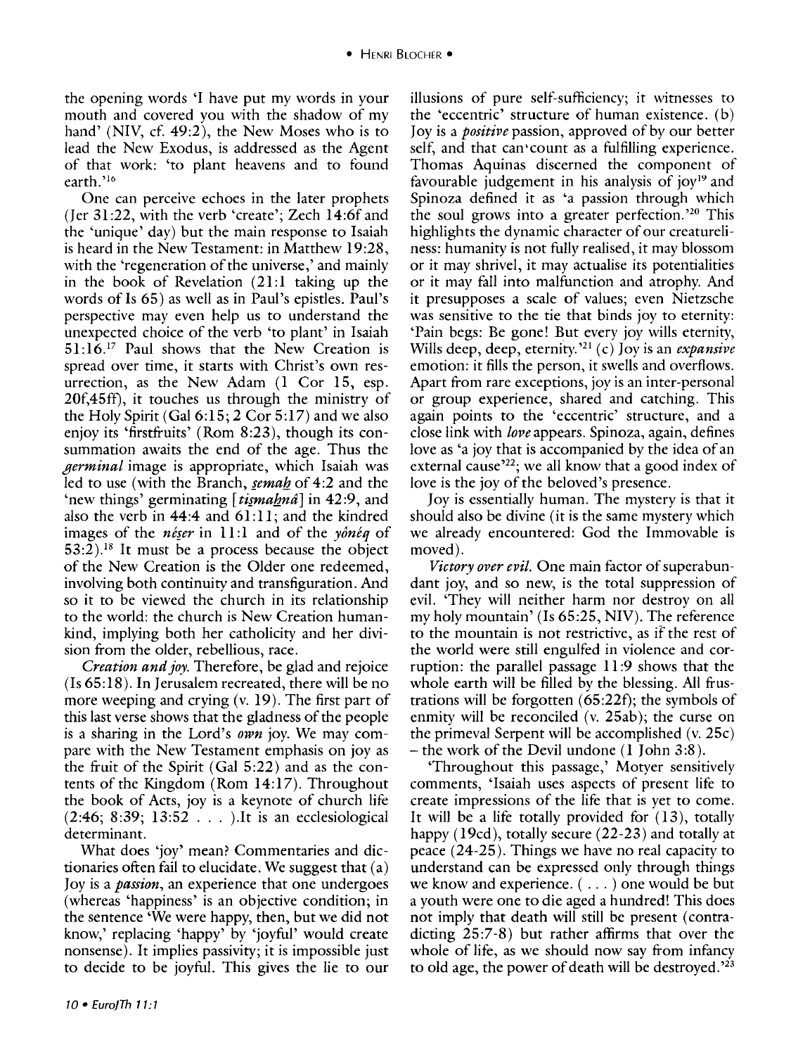the opening words 'I have put my words in your mouth and covered you with the shadow of my hand' (NIV, cf. 49:2), the New Moses who is to lead the New Exodus, is addressed as the Agent of that work: 'to plant heavens and to found earth.'[16]

One can perceive echoes in the later prophets (Jer 31:22, with the verb 'create'; Zech 14:6f and the 'unique' day) but the main response to Isaiah is heard in the New Testament: in Matthew 19:28, with the 'regeneration of the universe,' and mainly in the book of Revelation (21:1 taking up the words of Is 65) as well as in Paul's epistles. Paul's perspective may even help us to understand the unexpected choice of the verb 'to plant' in Isaiah 51:16.[17] Paul shows that the New Creation is spread over time, it starts with Christ's own resurrection, as the New Adam (1 Cor 15, esp. 20f,45ff), it touches us through the ministry of the Holy Spirit (Gal 6:15; 2 Cor 5:17) and we also enjoy its 'firstfruits' (Rom 8:23), though its consummation awaits the end of the age. Thus the *germinal* image is appropriate, which Isaiah was led to use (with the Branch, *ṣemaḥ* of 4:2 and the 'new things' germinating [*tiṣmaḥnâ*] in 42:9, and also the verb in 44:4 and 61:11; and the kindred images of the *nēṣer* in 11:1 and of the *yônēq* of 53:2).[18] It must be a process because the object of the New Creation is the Older one redeemed, involving both continuity and transfiguration. And so it to be viewed the church in its relationship to the world: the church is New Creation humankind, implying both her catholicity and her division from the older, rebellious, race.

*Creation and joy.* Therefore, be glad and rejoice (Is 65:18). In Jerusalem recreated, there will be no more weeping and crying (v. 19). The first part of this last verse shows that the gladness of the people is a sharing in the Lord's *own* joy. We may compare with the New Testament emphasis on joy as the fruit of the Spirit (Gal 5:22) and as the contents of the Kingdom (Rom 14:17). Throughout the book of Acts, joy is a keynote of church life (2:46; 8:39; 13:52 . . . ).It is an ecclesiological determinant.

What does 'joy' mean? Commentaries and dictionaries often fail to elucidate. We suggest that (a) Joy is a *passion*, an experience that one undergoes (whereas 'happiness' is an objective condition; in the sentence 'We were happy, then, but we did not know,' replacing 'happy' by 'joyful' would create nonsense). It implies passivity; it is impossible just to decide to be joyful. This gives the lie to our illusions of pure self-sufficiency; it witnesses to the 'eccentric' structure of human existence. (b) Joy is a *positive* passion, approved of by our better self, and that can count as a fulfilling experience. Thomas Aquinas discerned the component of favourable judgement in his analysis of joy[19] and Spinoza defined it as 'a passion through which the soul grows into a greater perfection.'[20] This highlights the dynamic character of our creatureliness: humanity is not fully realised, it may blossom or it may shrivel, it may actualise its potentialities or it may fall into malfunction and atrophy. And it presupposes a scale of values; even Nietzsche was sensitive to the tie that binds joy to eternity: 'Pain begs: Be gone! But every joy wills eternity, Wills deep, deep, eternity.'[21] (c) Joy is an *expansive* emotion: it fills the person, it swells and overflows. Apart from rare exceptions, joy is an inter-personal or group experience, shared and catching. This again points to the 'eccentric' structure, and a close link with *love* appears. Spinoza, again, defines love as 'a joy that is accompanied by the idea of an external cause'[22]; we all know that a good index of love is the joy of the beloved's presence.

Joy is essentially human. The mystery is that it should also be divine (it is the same mystery which we already encountered: God the Immovable is moved).

*Victory over evil.* One main factor of superabundant joy, and so new, is the total suppression of evil. 'They will neither harm nor destroy on all my holy mountain' (Is 65:25, NIV). The reference to the mountain is not restrictive, as if the rest of the world were still engulfed in violence and corruption: the parallel passage 11:9 shows that the whole earth will be filled by the blessing. All frustrations will be forgotten (65:22f); the symbols of enmity will be reconciled (v. 25ab); the curse on the primeval Serpent will be accomplished (v. 25c) – the work of the Devil undone (1 John 3:8).

'Throughout this passage,' Motyer sensitively comments, 'Isaiah uses aspects of present life to create impressions of the life that is yet to come. It will be a life totally provided for (13), totally happy (19cd), totally secure (22-23) and totally at peace (24-25). Things we have no real capacity to understand can be expressed only through things we know and experience. ( . . . ) one would be but a youth were one to die aged a hundred! This does not imply that death will still be present (contradicting 25:7-8) but rather affirms that over the whole of life, as we should now say from infancy to old age, the power of death will be destroyed.'[23]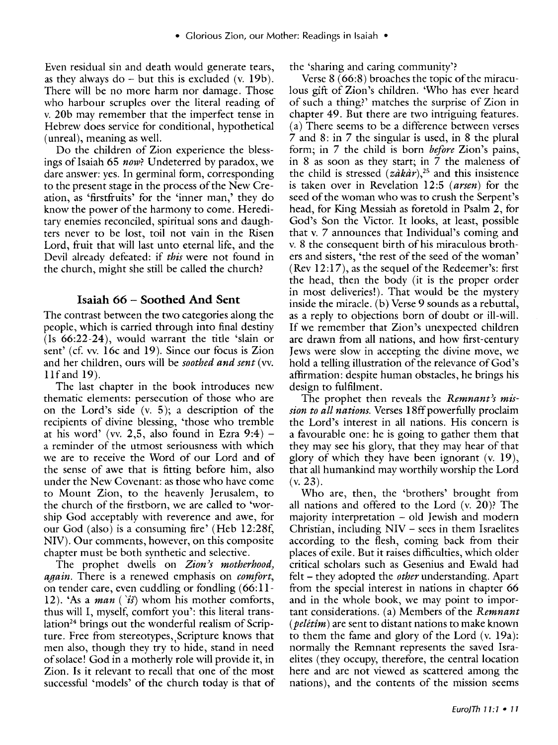Even residual sin and death would generate tears, as they always do – but this is excluded (v. 19b). There will be no more harm nor damage. Those who harbour scruples over the literal reading of v. 20b may remember that the imperfect tense in Hebrew does service for conditional, hypothetical (unreal), meaning as well.

Do the children of Zion experience the blessings of Isaiah 65 *now*? Undeterred by paradox, we dare answer: yes. In germinal form, corresponding to the present stage in the process of the New Creation, as 'firstfruits' for the 'inner man,' they do know the power of the harmony to come. Hereditary enemies reconciled, spiritual sons and daughters never to be lost, toil not vain in the Risen Lord, fruit that will last unto eternal life, and the Devil already defeated: if *this* were not found in the church, might she still be called the church?

## Isaiah 66 – Soothed And Sent

The contrast between the two categories along the people, which is carried through into final destiny (Is 66:22-24), would warrant the title 'slain or sent' (cf. vv. 16c and 19). Since our focus is Zion and her children, ours will be *soothed and sent* (vv. 11f and 19).

The last chapter in the book introduces new thematic elements: persecution of those who are on the Lord's side (v. 5); a description of the recipients of divine blessing, 'those who tremble at his word' (vv. 2,5, also found in Ezra 9:4) – a reminder of the utmost seriousness with which we are to receive the Word of our Lord and of the sense of awe that is fitting before him, also under the New Covenant: as those who have come to Mount Zion, to the heavenly Jerusalem, to the church of the firstborn, we are called to 'worship God acceptably with reverence and awe, for our God (also) is a consuming fire' (Heb 12:28f, NIV). Our comments, however, on this composite chapter must be both synthetic and selective.

The prophet dwells on *Zion's motherhood, again*. There is a renewed emphasis on *comfort*, on tender care, even cuddling or fondling (66:11-12). 'As a *man* (*'îš*) whom his mother comforts, thus will I, myself, comfort you': this literal translation[24] brings out the wonderful realism of Scripture. Free from stereotypes, Scripture knows that men also, though they try to hide, stand in need of solace! God in a motherly role will provide it, in Zion. Is it relevant to recall that one of the most successful 'models' of the church today is that of the 'sharing and caring community'?

Verse 8 (66:8) broaches the topic of the miraculous gift of Zion's children. 'Who has ever heard of such a thing?' matches the surprise of Zion in chapter 49. But there are two intriguing features. (a) There seems to be a difference between verses 7 and 8: in 7 the singular is used, in 8 the plural form; in 7 the child is born *before* Zion's pains, in 8 as soon as they start; in 7 the maleness of the child is stressed (*zākār*),[25] and this insistence is taken over in Revelation 12:5 (*arsen*) for the seed of the woman who was to crush the Serpent's head, for King Messiah as foretold in Psalm 2, for God's Son the Victor. It looks, at least, possible that v. 7 announces that Individual's coming and v. 8 the consequent birth of his miraculous brothers and sisters, 'the rest of the seed of the woman' (Rev 12:17), as the sequel of the Redeemer's: first the head, then the body (it is the proper order in most deliveries!). That would be the mystery inside the miracle. (b) Verse 9 sounds as a rebuttal, as a reply to objections born of doubt or ill-will. If we remember that Zion's unexpected children are drawn from all nations, and how first-century Jews were slow in accepting the divine move, we hold a telling illustration of the relevance of God's affirmation: despite human obstacles, he brings his design to fulfilment.

The prophet then reveals the *Remnant's mission to all nations*. Verses 18ff powerfully proclaim the Lord's interest in all nations. His concern is a favourable one: he is going to gather them that they may see his glory, that they may hear of that glory of which they have been ignorant (v. 19), that all humankind may worthily worship the Lord (v. 23).

Who are, then, the 'brothers' brought from all nations and offered to the Lord (v. 20)? The majority interpretation – old Jewish and modern Christian, including NIV – sees in them Israelites according to the flesh, coming back from their places of exile. But it raises difficulties, which older critical scholars such as Gesenius and Ewald had felt – they adopted the *other* understanding. Apart from the special interest in nations in chapter 66 and in the whole book, we may point to important considerations. (a) Members of the *Remnant* (*pelêṭîm*) are sent to distant nations to make known to them the fame and glory of the Lord (v. 19a): normally the Remnant represents the saved Israelites (they occupy, therefore, the central location here and are not viewed as scattered among the nations), and the contents of the mission seems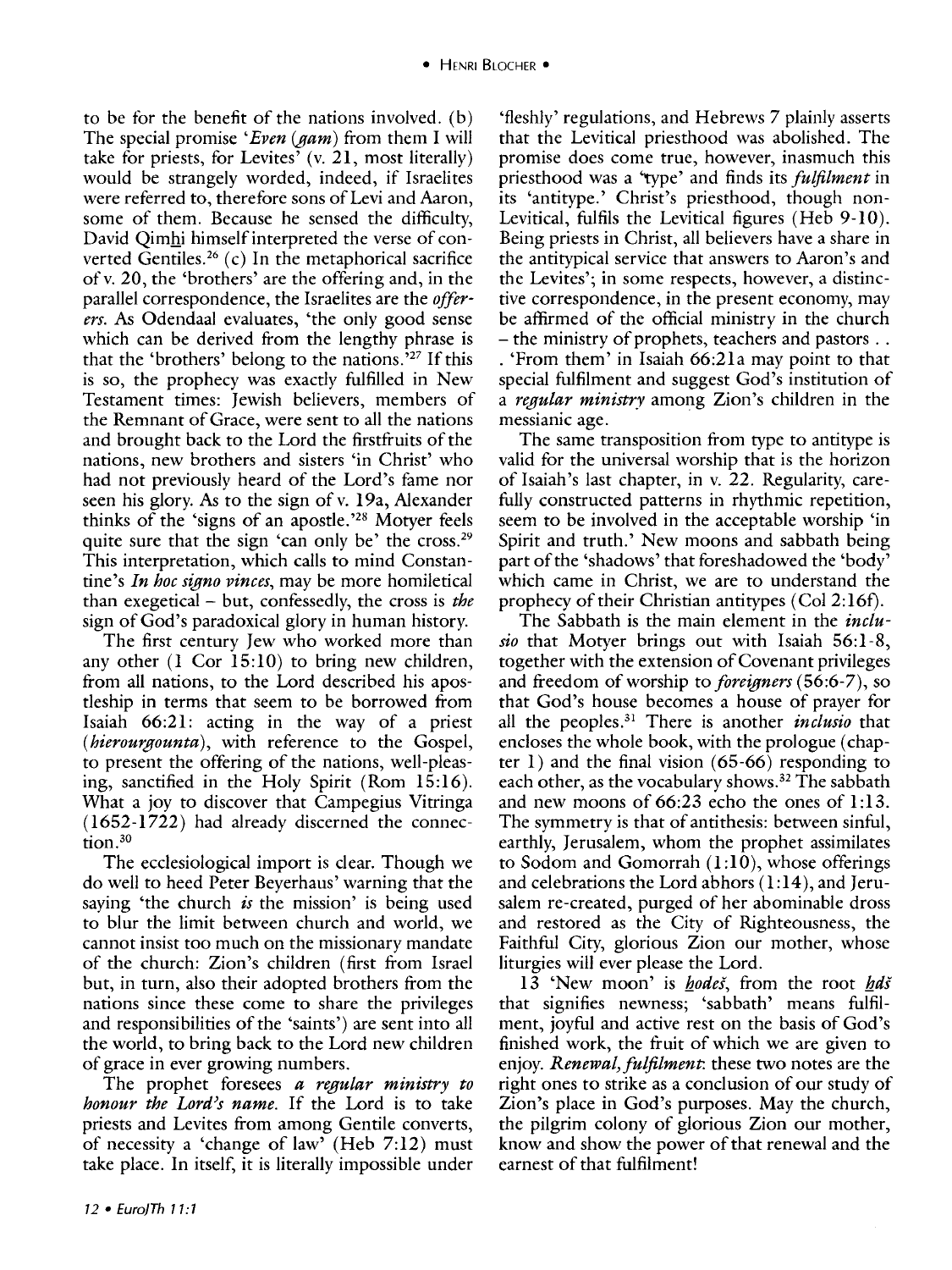to be for the benefit of the nations involved. (b) The special promise '*Even (gam)* from them I will take for priests, for Levites' (v. 21, most literally) would be strangely worded, indeed, if Israelites were referred to, therefore sons of Levi and Aaron, some of them. Because he sensed the difficulty, David Qimḥi himself interpreted the verse of converted Gentiles.[26] (c) In the metaphorical sacrifice of v. 20, the 'brothers' are the offering and, in the parallel correspondence, the Israelites are the *offerers*. As Odendaal evaluates, 'the only good sense which can be derived from the lengthy phrase is that the 'brothers' belong to the nations.'[27] If this is so, the prophecy was exactly fulfilled in New Testament times: Jewish believers, members of the Remnant of Grace, were sent to all the nations and brought back to the Lord the firstfruits of the nations, new brothers and sisters 'in Christ' who had not previously heard of the Lord's fame nor seen his glory. As to the sign of v. 19a, Alexander thinks of the 'signs of an apostle.'[28] Motyer feels quite sure that the sign 'can only be' the cross.[29] This interpretation, which calls to mind Constantine's *In hoc signo vinces*, may be more homiletical than exegetical – but, confessedly, the cross is *the* sign of God's paradoxical glory in human history.

The first century Jew who worked more than any other (1 Cor 15:10) to bring new children, from all nations, to the Lord described his apostleship in terms that seem to be borrowed from Isaiah 66:21: acting in the way of a priest (*hierourgounta*), with reference to the Gospel, to present the offering of the nations, well-pleasing, sanctified in the Holy Spirit (Rom 15:16). What a joy to discover that Campegius Vitringa (1652-1722) had already discerned the connection.[30]

The ecclesiological import is clear. Though we do well to heed Peter Beyerhaus' warning that the saying 'the church *is* the mission' is being used to blur the limit between church and world, we cannot insist too much on the missionary mandate of the church: Zion's children (first from Israel but, in turn, also their adopted brothers from the nations since these come to share the privileges and responsibilities of the 'saints') are sent into all the world, to bring back to the Lord new children of grace in ever growing numbers.

The prophet foresees ***a regular ministry to honour the Lord's name.*** If the Lord is to take priests and Levites from among Gentile converts, of necessity a 'change of law' (Heb 7:12) must take place. In itself, it is literally impossible under 'fleshly' regulations, and Hebrews 7 plainly asserts that the Levitical priesthood was abolished. The promise does come true, however, inasmuch this priesthood was a 'type' and finds its *fulfilment* in its 'antitype.' Christ's priesthood, though non-Levitical, fulfils the Levitical figures (Heb 9-10). Being priests in Christ, all believers have a share in the antitypical service that answers to Aaron's and the Levites'; in some respects, however, a distinctive correspondence, in the present economy, may be affirmed of the official ministry in the church – the ministry of prophets, teachers and pastors . . . 'From them' in Isaiah 66:21a may point to that special fulfilment and suggest God's institution of a *regular ministry* among Zion's children in the messianic age.

The same transposition from type to antitype is valid for the universal worship that is the horizon of Isaiah's last chapter, in v. 22. Regularity, carefully constructed patterns in rhythmic repetition, seem to be involved in the acceptable worship 'in Spirit and truth.' New moons and sabbath being part of the 'shadows' that foreshadowed the 'body' which came in Christ, we are to understand the prophecy of their Christian antitypes (Col 2:16f).

The Sabbath is the main element in the *inclusio* that Motyer brings out with Isaiah 56:1-8, together with the extension of Covenant privileges and freedom of worship to *foreigners* (56:6-7), so that God's house becomes a house of prayer for all the peoples.[31] There is another *inclusio* that encloses the whole book, with the prologue (chapter 1) and the final vision (65-66) responding to each other, as the vocabulary shows.[32] The sabbath and new moons of 66:23 echo the ones of 1:13. The symmetry is that of antithesis: between sinful, earthly, Jerusalem, whom the prophet assimilates to Sodom and Gomorrah (1:10), whose offerings and celebrations the Lord abhors (1:14), and Jerusalem re-created, purged of her abominable dross and restored as the City of Righteousness, the Faithful City, glorious Zion our mother, whose liturgies will ever please the Lord.

13 'New moon' is *ḥodeš*, from the root *ḥdš* that signifies newness; 'sabbath' means fulfilment, joyful and active rest on the basis of God's finished work, the fruit of which we are given to enjoy. *Renewal, fulfilment*: these two notes are the right ones to strike as a conclusion of our study of Zion's place in God's purposes. May the church, the pilgrim colony of glorious Zion our mother, know and show the power of that renewal and the earnest of that fulfilment!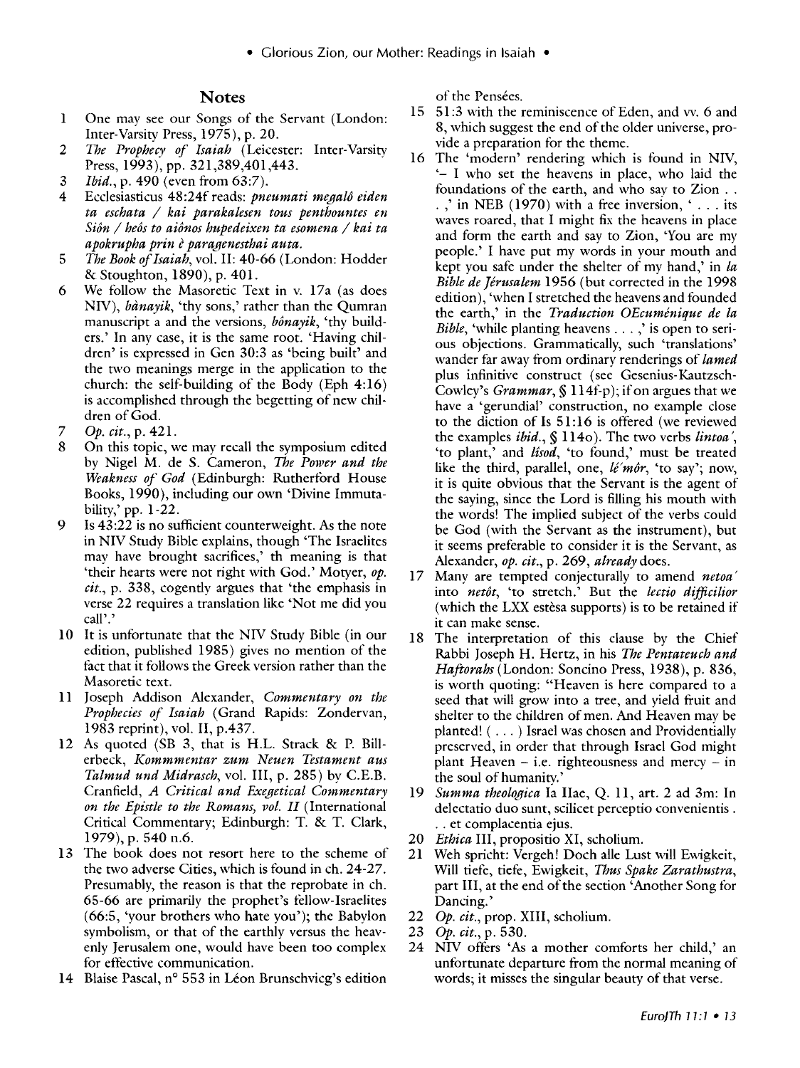## Notes

1. One may see our Songs of the Servant (London: Inter-Varsity Press, 1975), p. 20.
2. *The Prophecy of Isaiah* (Leicester: Inter-Varsity Press, 1993), pp. 321,389,401,443.
3. *Ibid.*, p. 490 (even from 63:7).
4. Ecclesiasticus 48:24f reads: *pneumati megalô eiden ta eschata / kai parakalesen tous penthountes en Siôn / heôs to aiônos hupedeixen ta esomena / kai ta apokrupha prin è paragenesthai auta.*
5. *The Book of Isaiah*, vol. II: 40-66 (London: Hodder & Stoughton, 1890), p. 401.
6. We follow the Masoretic Text in v. 17a (as does NIV), *bânayik*, 'thy sons,' rather than the Qumran manuscript a and the versions, *bônayik*, 'thy builders.' In any case, it is the same root. 'Having children' is expressed in Gen 30:3 as 'being built' and the two meanings merge in the application to the church: the self-building of the Body (Eph 4:16) is accomplished through the begetting of new children of God.
7. *Op. cit.*, p. 421.
8. On this topic, we may recall the symposium edited by Nigel M. de S. Cameron, *The Power and the Weakness of God* (Edinburgh: Rutherford House Books, 1990), including our own 'Divine Immutability,' pp. 1-22.
9. Is 43:22 is no sufficient counterweight. As the note in NIV Study Bible explains, though 'The Israelites may have brought sacrifices,' th meaning is that 'their hearts were not right with God.' Motyer, *op. cit.*, p. 338, cogently argues that 'the emphasis in verse 22 requires a translation like 'Not me did you call'.'
10. It is unfortunate that the NIV Study Bible (in our edition, published 1985) gives no mention of the fact that it follows the Greek version rather than the Masoretic text.
11. Joseph Addison Alexander, *Commentary on the Prophecies of Isaiah* (Grand Rapids: Zondervan, 1983 reprint), vol. II, p.437.
12. As quoted (SB 3, that is H.L. Strack & P. Billerbeck, *Kommmentar zum Neuen Testament aus Talmud und Midrasch*, vol. III, p. 285) by C.E.B. Cranfield, *A Critical and Exegetical Commentary on the Epistle to the Romans, vol. II* (International Critical Commentary; Edinburgh: T. & T. Clark, 1979), p. 540 n.6.
13. The book does not resort here to the scheme of the two adverse Cities, which is found in ch. 24-27. Presumably, the reason is that the reprobate in ch. 65-66 are primarily the prophet's fellow-Israelites (66:5, 'your brothers who hate you'); the Babylon symbolism, or that of the earthly versus the heavenly Jerusalem one, would have been too complex for effective communication.
14. Blaise Pascal, n° 553 in Léon Brunschvicg's edition of the Pensées.
15. 51:3 with the reminiscence of Eden, and vv. 6 and 8, which suggest the end of the older universe, provide a preparation for the theme.
16. The 'modern' rendering which is found in NIV, '– I who set the heavens in place, who laid the foundations of the earth, and who say to Zion . . . ,' in NEB (1970) with a free inversion, ' . . . its waves roared, that I might fix the heavens in place and form the earth and say to Zion, 'You are my people.' I have put my words in your mouth and kept you safe under the shelter of my hand,' in *la Bible de Jérusalem* 1956 (but corrected in the 1998 edition), 'when I stretched the heavens and founded the earth,' in the *Traduction OEcuménique de la Bible*, 'while planting heavens . . . ,' is open to serious objections. Grammatically, such 'translations' wander far away from ordinary renderings of *lamed* plus infinitive construct (see Gesenius-Kautzsch-Cowley's *Grammar*, § 114f-p); if on argues that we have a 'gerundial' construction, no example close to the diction of Is 51:16 is offered (we reviewed the examples *ibid.*, § 114o). The two verbs *lintoa'*, 'to plant,' and *lîsod*, 'to found,' must be treated like the third, parallel, one, *lé'môr*, 'to say'; now, it is quite obvious that the Servant is the agent of the saying, since the Lord is filling his mouth with the words! The implied subject of the verbs could be God (with the Servant as the instrument), but it seems preferable to consider it is the Servant, as Alexander, *op. cit.*, p. 269, *already* does.
17. Many are tempted conjecturally to amend *netoa'* into *netôt*, 'to stretch.' But the *lectio difficilior* (which the LXX estèsa supports) is to be retained if it can make sense.
18. The interpretation of this clause by the Chief Rabbi Joseph H. Hertz, in his *The Pentateuch and Haftorahs* (London: Soncino Press, 1938), p. 836, is worth quoting: "Heaven is here compared to a seed that will grow into a tree, and yield fruit and shelter to the children of men. And Heaven may be planted! ( . . . ) Israel was chosen and Providentially preserved, in order that through Israel God might plant Heaven – i.e. righteousness and mercy – in the soul of humanity.'
19. *Summa theologica* Ia IIae, Q. 11, art. 2 ad 3m: In delectatio duo sunt, scilicet perceptio convenientis . . . et complacentia ejus.
20. *Ethica* III, propositio XI, scholium.
21. Weh spricht: Vergeh! Doch alle Lust will Ewigkeit, Will tiefe, tiefe, Ewigkeit, *Thus Spake Zarathustra*, part III, at the end of the section 'Another Song for Dancing.'
22. *Op. cit.*, prop. XIII, scholium.
23. *Op. cit.*, p. 530.
24. NIV offers 'As a mother comforts her child,' an unfortunate departure from the normal meaning of words; it misses the singular beauty of that verse.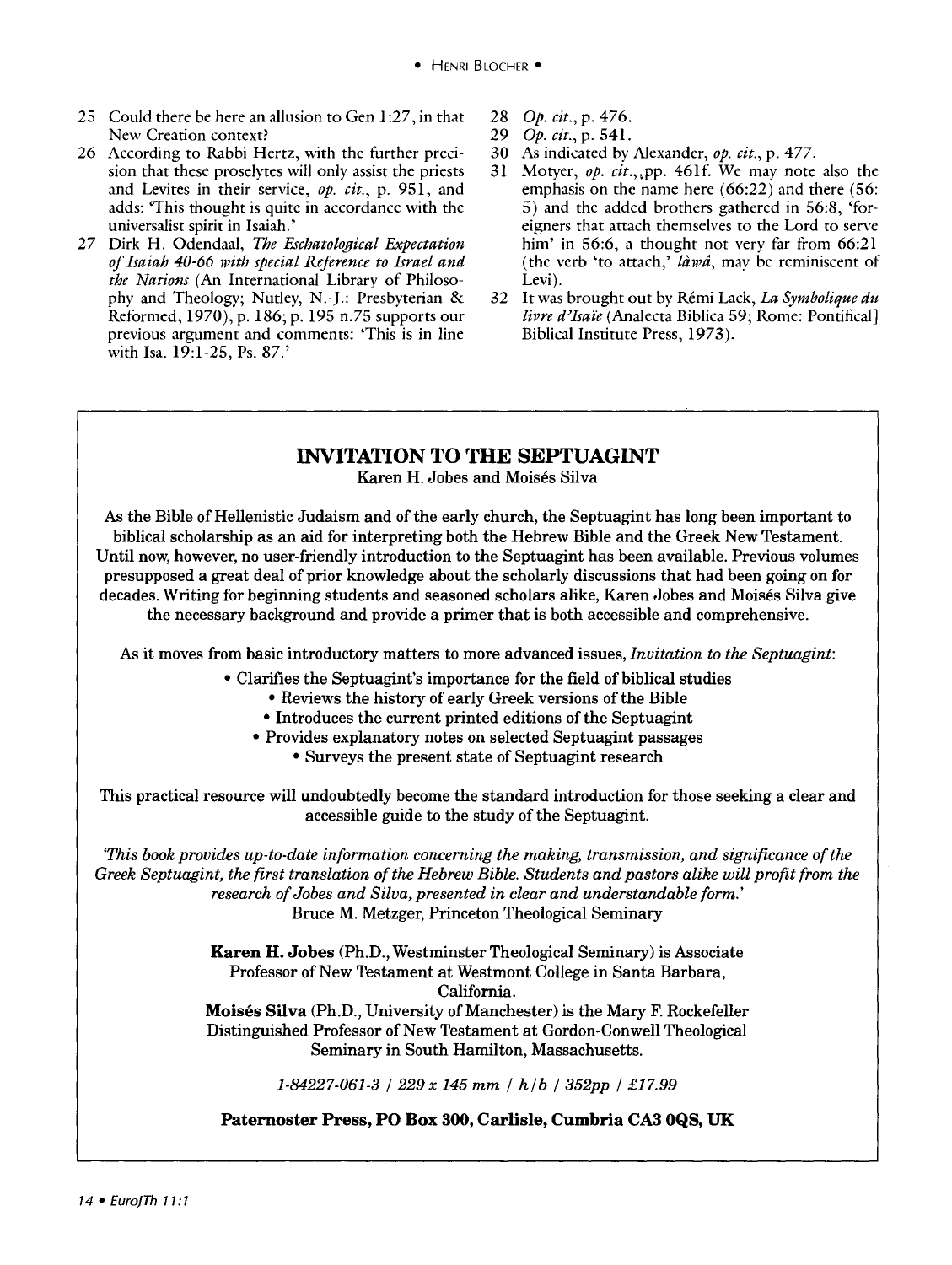25 Could there be here an allusion to Gen 1:27, in that New Creation context?

26 According to Rabbi Hertz, with the further precision that these proselytes will only assist the priests and Levites in their service, *op. cit.*, p. 951, and adds: 'This thought is quite in accordance with the universalist spirit in Isaiah.'

27 Dirk H. Odendaal, *The Eschatological Expectation of Isaiah 40-66 with special Reference to Israel and the Nations* (An International Library of Philosophy and Theology; Nutley, N.-J.: Presbyterian & Reformed, 1970), p. 186; p. 195 n.75 supports our previous argument and comments: 'This is in line with Isa. 19:1-25, Ps. 87.'

28 *Op. cit.*, p. 476.

29 *Op. cit.*, p. 541.

30 As indicated by Alexander, *op. cit.*, p. 477.

31 Motyer, *op. cit.*, pp. 461f. We may note also the emphasis on the name here (66:22) and there (56:5) and the added brothers gathered in 56:8, 'foreigners that attach themselves to the Lord to serve him' in 56:6, a thought not very far from 66:21 (the verb 'to attach,' *lāwâ*, may be reminiscent of Levi).

32 It was brought out by Rémi Lack, *La Symbolique du livre d'Isaïe* (Analecta Biblica 59; Rome: Pontifical Biblical Institute Press, 1973).

## INVITATION TO THE SEPTUAGINT

Karen H. Jobes and Moisés Silva

As the Bible of Hellenistic Judaism and of the early church, the Septuagint has long been important to biblical scholarship as an aid for interpreting both the Hebrew Bible and the Greek New Testament. Until now, however, no user-friendly introduction to the Septuagint has been available. Previous volumes presupposed a great deal of prior knowledge about the scholarly discussions that had been going on for decades. Writing for beginning students and seasoned scholars alike, Karen Jobes and Moisés Silva give the necessary background and provide a primer that is both accessible and comprehensive.

As it moves from basic introductory matters to more advanced issues, *Invitation to the Septuagint*:

- Clarifies the Septuagint's importance for the field of biblical studies
- Reviews the history of early Greek versions of the Bible
- Introduces the current printed editions of the Septuagint
- Provides explanatory notes on selected Septuagint passages
- Surveys the present state of Septuagint research

This practical resource will undoubtedly become the standard introduction for those seeking a clear and accessible guide to the study of the Septuagint.

*'This book provides up-to-date information concerning the making, transmission, and significance of the Greek Septuagint, the first translation of the Hebrew Bible. Students and pastors alike will profit from the research of Jobes and Silva, presented in clear and understandable form.'*
Bruce M. Metzger, Princeton Theological Seminary

**Karen H. Jobes** (Ph.D., Westminster Theological Seminary) is Associate Professor of New Testament at Westmont College in Santa Barbara, California.
**Moisés Silva** (Ph.D., University of Manchester) is the Mary F. Rockefeller Distinguished Professor of New Testament at Gordon-Conwell Theological Seminary in South Hamilton, Massachusetts.

*1-84227-061-3 / 229 x 145 mm / h/b / 352pp / £17.99*

**Paternoster Press, PO Box 300, Carlisle, Cumbria CA3 0QS, UK**